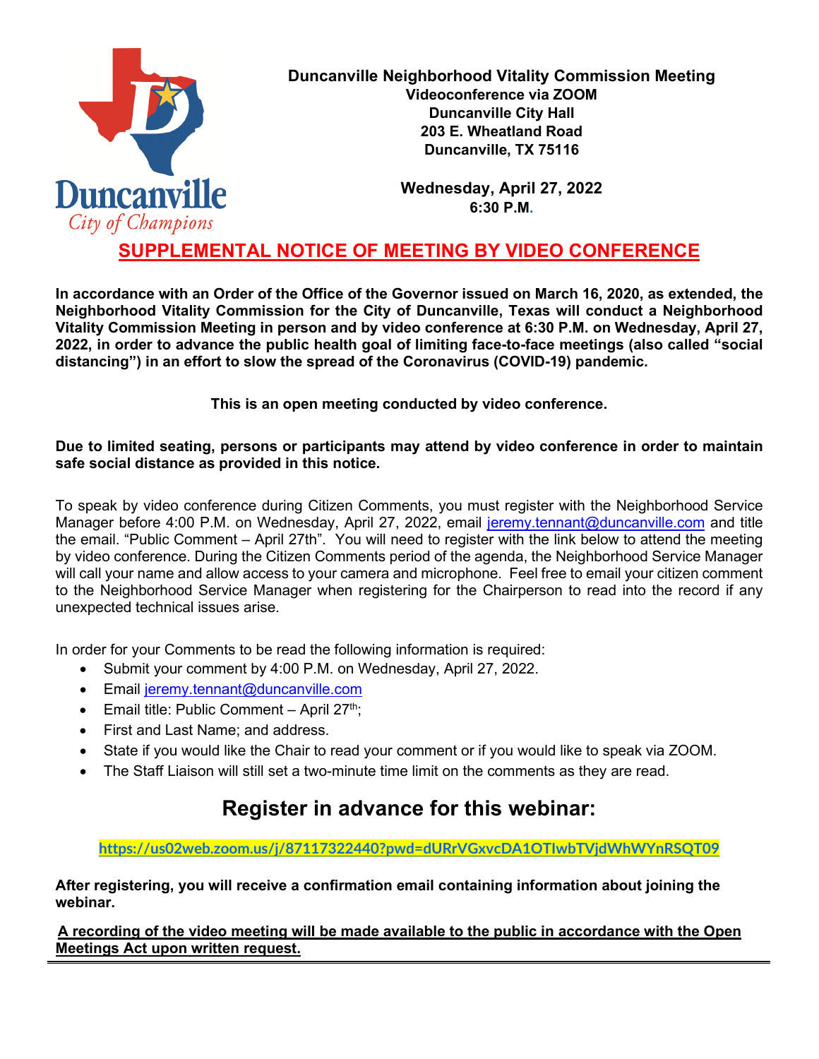Duncanville
City of Champions

**Duncanville Neighborhood Vitality Commission Meeting**
**Videoconference via ZOOM**
**Duncanville City Hall**
**203 E. Wheatland Road**
**Duncanville, TX 75116**

**Wednesday, April 27, 2022**
**6:30 P.M.**

# SUPPLEMENTAL NOTICE OF MEETING BY VIDEO CONFERENCE

**In accordance with an Order of the Office of the Governor issued on March 16, 2020, as extended, the Neighborhood Vitality Commission for the City of Duncanville, Texas will conduct a Neighborhood Vitality Commission Meeting in person and by video conference at 6:30 P.M. on Wednesday, April 27, 2022, in order to advance the public health goal of limiting face-to-face meetings (also called "social distancing") in an effort to slow the spread of the Coronavirus (COVID-19) pandemic.**

**This is an open meeting conducted by video conference.**

**Due to limited seating, persons or participants may attend by video conference in order to maintain safe social distance as provided in this notice.**

To speak by video conference during Citizen Comments, you must register with the Neighborhood Service Manager before 4:00 P.M. on Wednesday, April 27, 2022, email jeremy.tennant@duncanville.com and title the email. "Public Comment – April 27th". You will need to register with the link below to attend the meeting by video conference. During the Citizen Comments period of the agenda, the Neighborhood Service Manager will call your name and allow access to your camera and microphone. Feel free to email your citizen comment to the Neighborhood Service Manager when registering for the Chairperson to read into the record if any unexpected technical issues arise.

In order for your Comments to be read the following information is required:

- Submit your comment by 4:00 P.M. on Wednesday, April 27, 2022.
- Email jeremy.tennant@duncanville.com
- Email title: Public Comment – April 27th;
- First and Last Name; and address.
- State if you would like the Chair to read your comment or if you would like to speak via ZOOM.
- The Staff Liaison will still set a two-minute time limit on the comments as they are read.

## Register in advance for this webinar:

**https://us02web.zoom.us/j/87117322440?pwd=dURrVGxvcDA1OTlwbTVjdWhWYnRSQT09**

**After registering, you will receive a confirmation email containing information about joining the webinar.**

**A recording of the video meeting will be made available to the public in accordance with the Open Meetings Act upon written request.**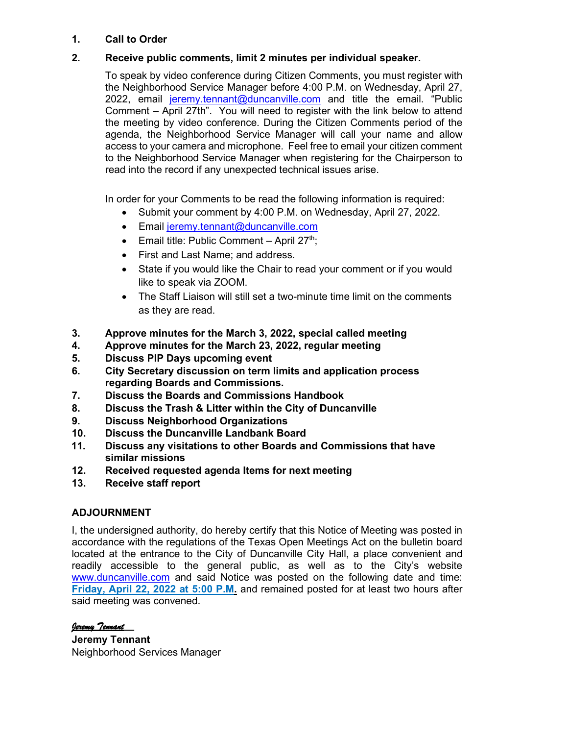1. **Call to Order**

2. **Receive public comments, limit 2 minutes per individual speaker.**

   To speak by video conference during Citizen Comments, you must register with the Neighborhood Service Manager before 4:00 P.M. on Wednesday, April 27, 2022, email jeremy.tennant@duncanville.com and title the email. "Public Comment – April 27th". You will need to register with the link below to attend the meeting by video conference. During the Citizen Comments period of the agenda, the Neighborhood Service Manager will call your name and allow access to your camera and microphone. Feel free to email your citizen comment to the Neighborhood Service Manager when registering for the Chairperson to read into the record if any unexpected technical issues arise.

   In order for your Comments to be read the following information is required:

   - Submit your comment by 4:00 P.M. on Wednesday, April 27, 2022.
   - Email jeremy.tennant@duncanville.com
   - Email title: Public Comment – April 27th;
   - First and Last Name; and address.
   - State if you would like the Chair to read your comment or if you would like to speak via ZOOM.
   - The Staff Liaison will still set a two-minute time limit on the comments as they are read.

3. **Approve minutes for the March 3, 2022, special called meeting**
4. **Approve minutes for the March 23, 2022, regular meeting**
5. **Discuss PIP Days upcoming event**
6. **City Secretary discussion on term limits and application process regarding Boards and Commissions.**
7. **Discuss the Boards and Commissions Handbook**
8. **Discuss the Trash & Litter within the City of Duncanville**
9. **Discuss Neighborhood Organizations**
10. **Discuss the Duncanville Landbank Board**
11. **Discuss any visitations to other Boards and Commissions that have similar missions**
12. **Received requested agenda Items for next meeting**
13. **Receive staff report**

**ADJOURNMENT**

I, the undersigned authority, do hereby certify that this Notice of Meeting was posted in accordance with the regulations of the Texas Open Meetings Act on the bulletin board located at the entrance to the City of Duncanville City Hall, a place convenient and readily accessible to the general public, as well as to the City's website www.duncanville.com and said Notice was posted on the following date and time: **Friday, April 22, 2022 at 5:00 P.M.** and remained posted for at least two hours after said meeting was convened.

*Jeremy Tennant*

**Jeremy Tennant**
Neighborhood Services Manager